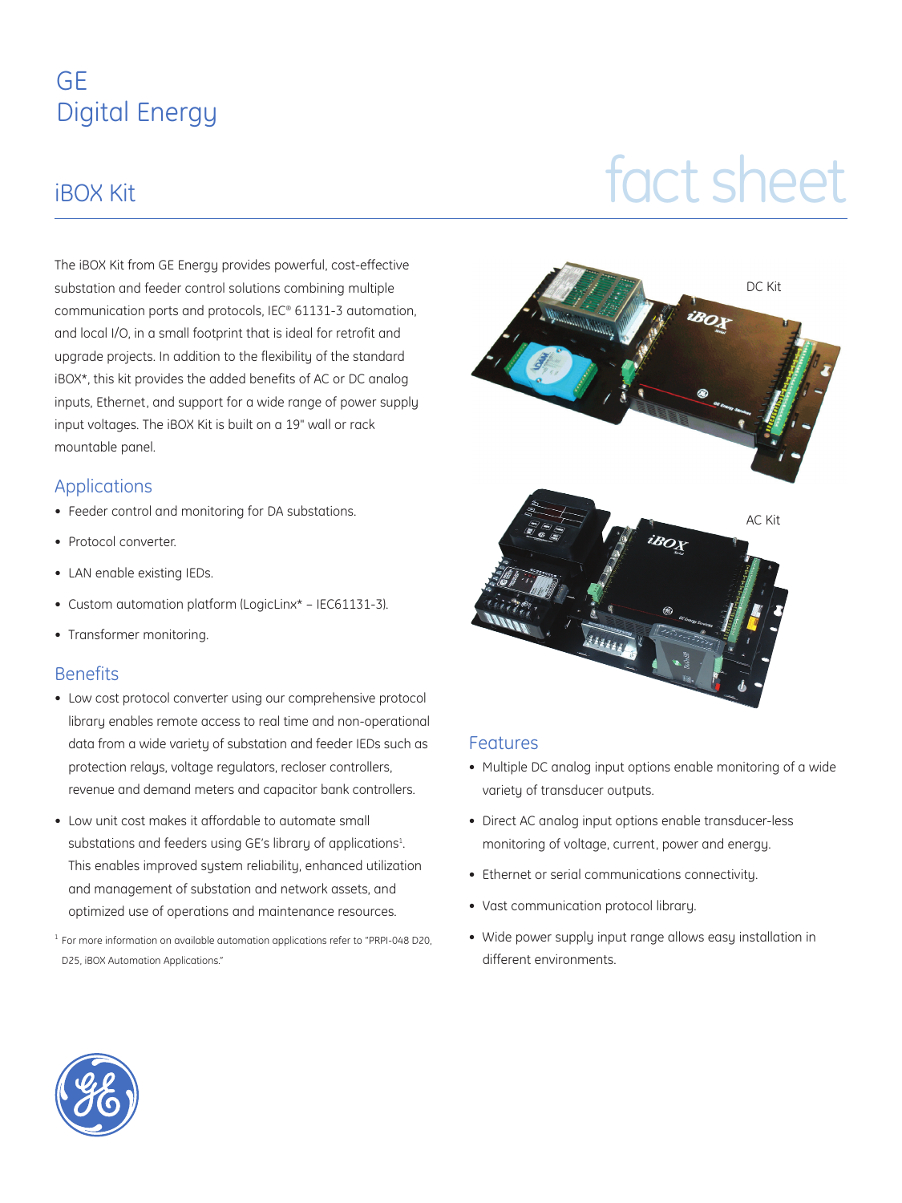# GE Digital Energy

## iBOX Kit

fact sheet

The iBOX Kit from GE Energy provides powerful, cost-effective substation and feeder control solutions combining multiple communication ports and protocols, IEC® 61131-3 automation, and local I/O, in a small footprint that is ideal for retrofit and upgrade projects. In addition to the flexibility of the standard iBOX*, this kit provides the added benefits of AC or DC analog inputs, Ethernet, and support for a wide range of power supply input voltages. The iBOX Kit is built on a 19" wall or rack mountable panel.

DC Kit

AC Kit

### Applications

- Feeder control and monitoring for DA substations.
- Protocol converter.
- LAN enable existing IEDs.
- Custom automation platform (LogicLinx* – IEC61131-3).
- Transformer monitoring.

### Benefits

- Low cost protocol converter using our comprehensive protocol library enables remote access to real time and non-operational data from a wide variety of substation and feeder IEDs such as protection relays, voltage regulators, recloser controllers, revenue and demand meters and capacitor bank controllers.
- Low unit cost makes it affordable to automate small substations and feeders using GE's library of applications[1]. This enables improved system reliability, enhanced utilization and management of substation and network assets, and optimized use of operations and maintenance resources.

[1] For more information on available automation applications refer to "PRPI-048 D20, D25, iBOX Automation Applications."

### Features

- Multiple DC analog input options enable monitoring of a wide variety of transducer outputs.
- Direct AC analog input options enable transducer-less monitoring of voltage, current, power and energy.
- Ethernet or serial communications connectivity.
- Vast communication protocol library.
- Wide power supply input range allows easy installation in different environments.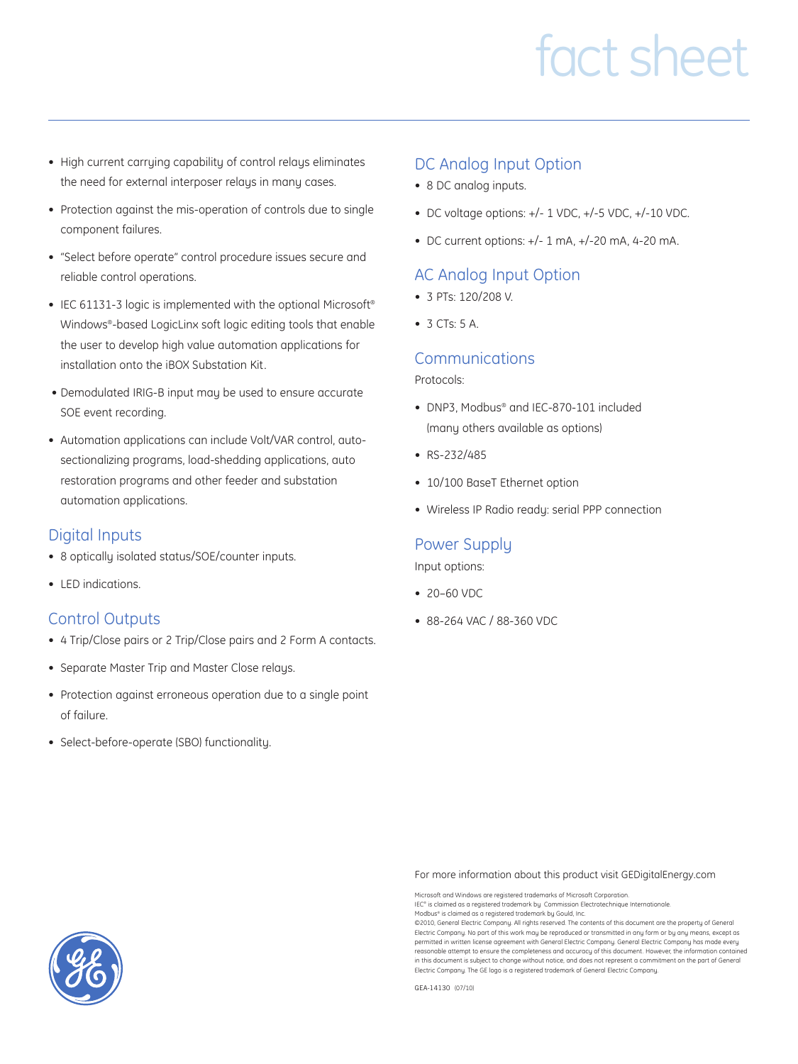# fact sheet

- High current carrying capability of control relays eliminates the need for external interposer relays in many cases.
- Protection against the mis-operation of controls due to single component failures.
- "Select before operate" control procedure issues secure and reliable control operations.
- IEC 61131-3 logic is implemented with the optional Microsoft® Windows®-based LogicLinx soft logic editing tools that enable the user to develop high value automation applications for installation onto the iBOX Substation Kit.
- Demodulated IRIG-B input may be used to ensure accurate SOE event recording.
- Automation applications can include Volt/VAR control, auto-sectionalizing programs, load-shedding applications, auto restoration programs and other feeder and substation automation applications.

## Digital Inputs

- 8 optically isolated status/SOE/counter inputs.
- LED indications.

## Control Outputs

- 4 Trip/Close pairs or 2 Trip/Close pairs and 2 Form A contacts.
- Separate Master Trip and Master Close relays.
- Protection against erroneous operation due to a single point of failure.
- Select-before-operate (SBO) functionality.

## DC Analog Input Option

- 8 DC analog inputs.
- DC voltage options: +/- 1 VDC, +/-5 VDC, +/-10 VDC.
- DC current options: +/- 1 mA, +/-20 mA, 4-20 mA.

## AC Analog Input Option

- 3 PTs: 120/208 V.
- 3 CTs: 5 A.

## Communications

Protocols:

- DNP3, Modbus® and IEC-870-101 included (many others available as options)
- RS-232/485
- 10/100 BaseT Ethernet option
- Wireless IP Radio ready: serial PPP connection

## Power Supply

Input options:

- 20–60 VDC
- 88-264 VAC / 88-360 VDC

For more information about this product visit GEDigitalEnergy.com

Microsoft and Windows are registered trademarks of Microsoft Corporation.
IEC® is claimed as a registered trademark by Commission Electrotechnique Internationale.
Modbus® is claimed as a registered trademark by Gould, Inc.
©2010, General Electric Company. All rights reserved. The contents of this document are the property of General Electric Company. No part of this work may be reproduced or transmitted in any form or by any means, except as permitted in written license agreement with General Electric Company. General Electric Company has made every reasonable attempt to ensure the completeness and accuracy of this document. However, the information contained in this document is subject to change without notice, and does not represent a commitment on the part of General Electric Company. The GE logo is a registered trademark of General Electric Company.

GEA-14130 (07/10)